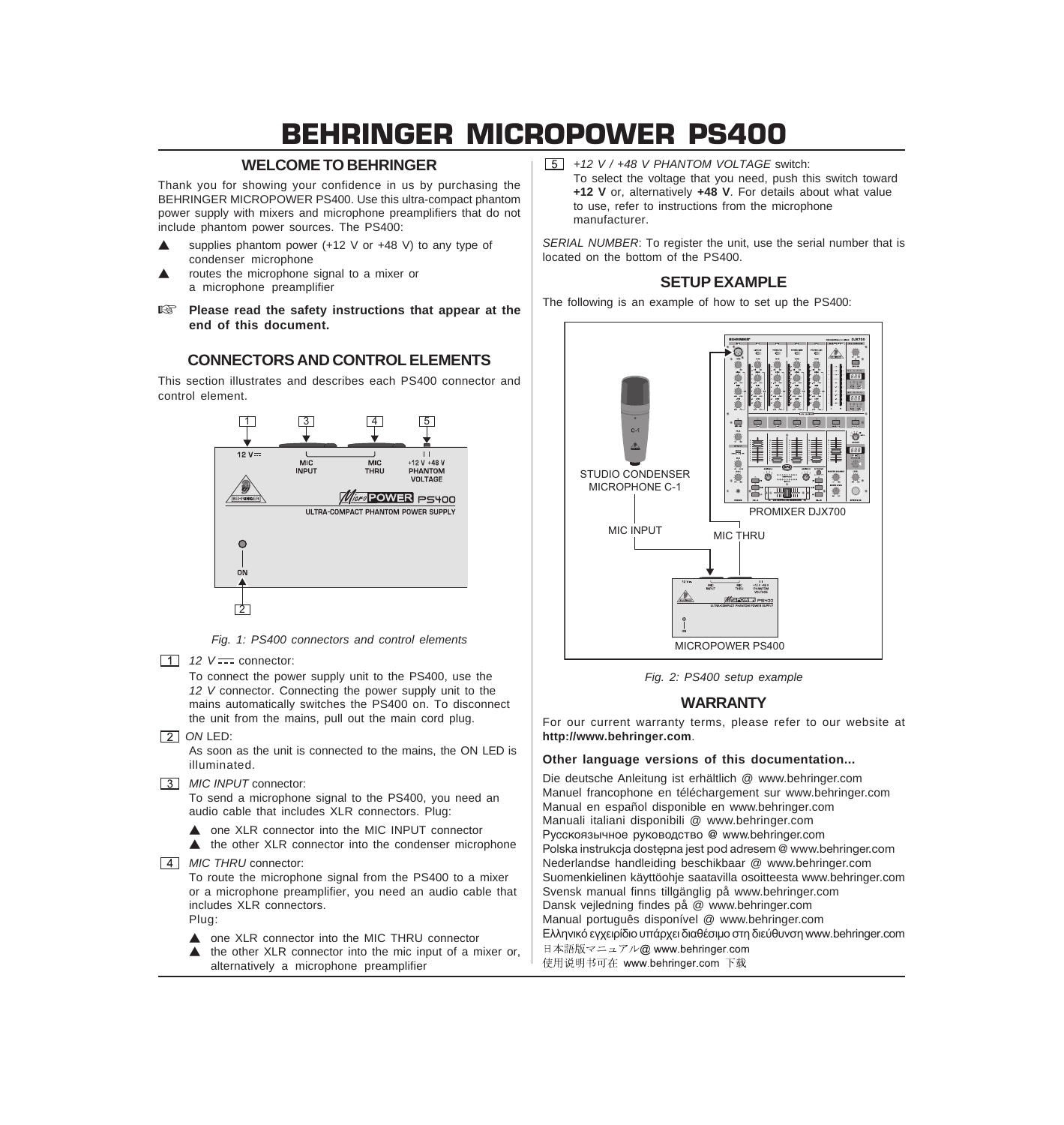# BEHRINGER MICROPOWER PS400

## WELCOME TO BEHRINGER

Thank you for showing your confidence in us by purchasing the BEHRINGER MICROPOWER PS400. Use this ultra-compact phantom power supply with mixers and microphone preamplifiers that do not include phantom power sources. The PS400:

- ▲ supplies phantom power (+12 V or +48 V) to any type of condenser microphone
- ▲ routes the microphone signal to a mixer or a microphone preamplifier

☞ **Please read the safety instructions that appear at the end of this document.**

## CONNECTORS AND CONTROL ELEMENTS

This section illustrates and describes each PS400 connector and control element.

*Fig. 1: PS400 connectors and control elements*

[1] *12 V ⎓* connector:

To connect the power supply unit to the PS400, use the *12 V* connector. Connecting the power supply unit to the mains automatically switches the PS400 on. To disconnect the unit from the mains, pull out the main cord plug.

[2] *ON* LED:

As soon as the unit is connected to the mains, the ON LED is illuminated.

[3] *MIC INPUT* connector:

To send a microphone signal to the PS400, you need an audio cable that includes XLR connectors. Plug:

- ▲ one XLR connector into the MIC INPUT connector
- ▲ the other XLR connector into the condenser microphone

[4] *MIC THRU* connector:

To route the microphone signal from the PS400 to a mixer or a microphone preamplifier, you need an audio cable that includes XLR connectors.
Plug:

- ▲ one XLR connector into the MIC THRU connector
- ▲ the other XLR connector into the mic input of a mixer or, alternatively a microphone preamplifier

[5] *+12 V / +48 V PHANTOM VOLTAGE* switch:

To select the voltage that you need, push this switch toward **+12 V** or, alternatively **+48 V**. For details about what value to use, refer to instructions from the microphone manufacturer.

*SERIAL NUMBER*: To register the unit, use the serial number that is located on the bottom of the PS400.

## SETUP EXAMPLE

The following is an example of how to set up the PS400:

*Fig. 2: PS400 setup example*

## WARRANTY

For our current warranty terms, please refer to our website at **http://www.behringer.com**.

### Other language versions of this documentation...

Die deutsche Anleitung ist erhältlich @ www.behringer.com
Manuel francophone en téléchargement sur www.behringer.com
Manual en español disponible en www.behringer.com
Manuali italiani disponibili @ www.behringer.com
Русскоязычное руководство @ www.behringer.com
Polska instrukcja dostępna jest pod adresem @ www.behringer.com
Nederlandse handleiding beschikbaar @ www.behringer.com
Suomenkielinen käyttöohje saatavilla osoitteesta www.behringer.com
Svensk manual finns tillgänglig på www.behringer.com
Dansk vejledning findes på @ www.behringer.com
Manual português disponível @ www.behringer.com
Ελληνικό εγχειρίδιο υπάρχει διαθέσιμο στη διεύθυνση www.behringer.com
日本語版マニュアル@ www.behringer.com
使用说明书可在 www.behringer.com 下载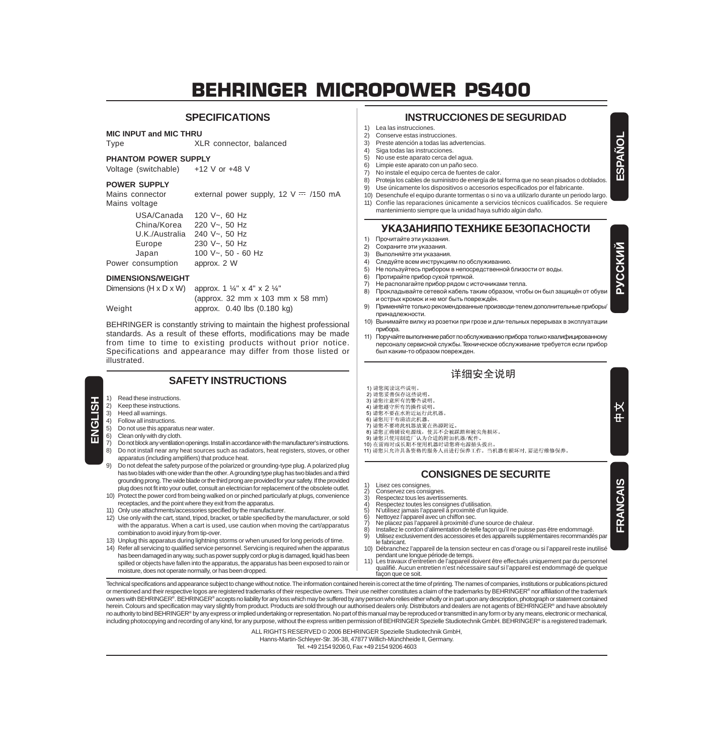# BEHRINGER MICROPOWER PS400

## SPECIFICATIONS

**MIC INPUT and MIC THRU**

| | |
|---|---|
| Type | XLR connector, balanced |

**PHANTOM POWER SUPPLY**

| | |
|---|---|
| Voltage (switchable) | +12 V or +48 V |

**POWER SUPPLY**

| | |
|---|---|
| Mains connector | external power supply, 12 V ⎓ /150 mA |
| Mains voltage | |
| USA/Canada | 120 V~, 60 Hz |
| China/Korea | 220 V~, 50 Hz |
| U.K./Australia | 240 V~, 50 Hz |
| Europe | 230 V~, 50 Hz |
| Japan | 100 V~, 50 - 60 Hz |
| Power consumption | approx. 2 W |

**DIMENSIONS/WEIGHT**

| | |
|---|---|
| Dimensions (H x D x W) | approx. 1 ¼" x 4" x 2 ¼" (approx. 32 mm x 103 mm x 58 mm) |
| Weight | approx. 0.40 lbs (0.180 kg) |

BEHRINGER is constantly striving to maintain the highest professional standards. As a result of these efforts, modifications may be made from time to time to existing products without prior notice. Specifications and appearance may differ from those listed or illustrated.

## SAFETY INSTRUCTIONS

ENGLISH

1) Read these instructions.
2) Keep these instructions.
3) Heed all warnings.
4) Follow all instructions.
5) Do not use this apparatus near water.
6) Clean only with dry cloth.
7) Do not block any ventilation openings. Install in accordance with the manufacturer's instructions.
8) Do not install near any heat sources such as radiators, heat registers, stoves, or other apparatus (including amplifiers) that produce heat.
9) Do not defeat the safety purpose of the polarized or grounding-type plug. A polarized plug has two blades with one wider than the other. A grounding type plug has two blades and a third grounding prong. The wide blade or the third prong are provided for your safety. If the provided plug does not fit into your outlet, consult an electrician for replacement of the obsolete outlet.
10) Protect the power cord from being walked on or pinched particularly at plugs, convenience receptacles, and the point where they exit from the apparatus.
11) Only use attachments/accessories specified by the manufacturer.
12) Use only with the cart, stand, tripod, bracket, or table specified by the manufacturer, or sold with the apparatus. When a cart is used, use caution when moving the cart/apparatus combination to avoid injury from tip-over.
13) Unplug this apparatus during lightning storms or when unused for long periods of time.
14) Refer all servicing to qualified service personnel. Servicing is required when the apparatus has been damaged in any way, such as power supply cord or plug is damaged, liquid has been spilled or objects have fallen into the apparatus, the apparatus has been exposed to rain or moisture, does not operate normally, or has been dropped.

## INSTRUCCIONES DE SEGURIDAD

ESPAÑOL

1) Lea las instrucciones.
2) Conserve estas instrucciones.
3) Preste atención a todas las advertencias.
4) Siga todas las instrucciones.
5) No use este aparato cerca del agua.
6) Limpie este aparato con un paño seco.
7) No instale el equipo cerca de fuentes de calor.
8) Proteja los cables de suministro de energía de tal forma que no sean pisados o doblados.
9) Use únicamente los dispositivos o accesorios especificados por el fabricante.
10) Desenchufe el equipo durante tormentas o si no va a utilizarlo durante un periodo largo.
11) Confíe las reparaciones únicamente a servicios técnicos cualificados. Se requiere mantenimiento siempre que la unidad haya sufrido algún daño.

## УКАЗАНИЯПО ТЕХНИКЕ БЕЗОПАСНОСТИ

РУССКИЙ

1) Прочитайте эти указания.
2) Сохраните эти указания.
3) Выполняйте эти указания.
4) Следуйте всем инструкциям по обслуживанию.
5) Не пользуйтесь прибором в непосредственной близости от воды.
6) Протирайте прибор сухой тряпкой.
7) Не располагайте прибор рядом с источниками тепла.
8) Прокладывайте сетевой кабель таким образом, чтобы он был защищён от обуви и острых кромок и не мог быть повреждён.
9) Применяйте только рекомендованные производи-телем дополнительные приборы/принадлежности.
10) Вынимайте вилку из розетки при грозе и дли-тельных перерывах в эксплуатации прибора.
11) Поручайте выполнение работ по обслуживанию прибора только квалифицированному персоналу сервисной службы. Техническое обслуживание требуется если прибор был каким-то образом повреждён.

## 详细安全说明

中文

1) 请您阅读这些说明。
2) 请您妥善保存这些说明。
3) 请您注意所有的警告说明。
4) 请您遵守所有的操作说明。
5) 请您不要在水附近运行此机器。
6) 请您用干布清洁此机器。
7) 请您不要将此机器放置在热源附近。
8) 请您正确铺设电源线，使其不会被踩踏和被尖角损坏。
9) 请您只使用制造厂认为合适的附加机器/配件。
10) 在雷雨时或长期不使用机器时请您将电源插头拔出。
11) 请您只允许具备资格的服务人员进行保养工作。当机器有损坏时，要进行维修保养。

## CONSIGNES DE SECURITE

FRANCAIS

1) Lisez ces consignes.
2) Conservez ces consignes.
3) Respectez tous les avertissements.
4) Respectez toutes les consignes d'utilisation.
5) N'utilisez jamais l'appareil à proximité d'un liquide.
6) Nettoyez l'appareil avec un chiffon sec.
7) Ne placez pas l'appareil à proximité d'une source de chaleur.
8) Installez le cordon d'alimentation de telle façon qu'il ne puisse pas être endommagé.
9) Utilisez exclusivement des accessoires et des appareils supplémentaires recommandés par le fabricant.
10) Débranchez l'appareil de la tension secteur en cas d'orage ou si l'appareil reste inutilisé pendant une longue période de temps.
11) Les travaux d'entretien de l'appareil doivent être effectués uniquement par du personnel qualifié. Aucun entretien n'est nécessaire sauf si l'appareil est endommagé de quelque façon que ce soit.

Technical specifications and appearance subject to change without notice. The information contained herein is correct at the time of printing. The names of companies, institutions or publications pictured or mentioned and their respective logos are registered trademarks of their respective owners. Their use neither constitutes a claim of the trademarks by BEHRINGER® nor affiliation of the trademark owners with BEHRINGER®. BEHRINGER® accepts no liability for any loss which may be suffered by any person who relies either wholly or in part upon any description, photograph or statement contained herein. Colours and specification may vary slightly from product. Products are sold through our authorised dealers only. Distributors and dealers are not agents of BEHRINGER® and have absolutely no authority to bind BEHRINGER® by any express or implied undertaking or representation. No part of this manual may be reproduced or transmitted in any form or by any means, electronic or mechanical, including photocopying and recording of any kind, for any purpose, without the express written permission of BEHRINGER Spezielle Studiotechnik GmbH. BEHRINGER® is a registered trademark.

ALL RIGHTS RESERVED © 2006 BEHRINGER Spezielle Studiotechnik GmbH,
Hanns-Martin-Schleyer-Str. 36-38, 47877 Willich-Münchheide II, Germany.
Tel. +49 2154 9206 0, Fax +49 2154 9206 4603